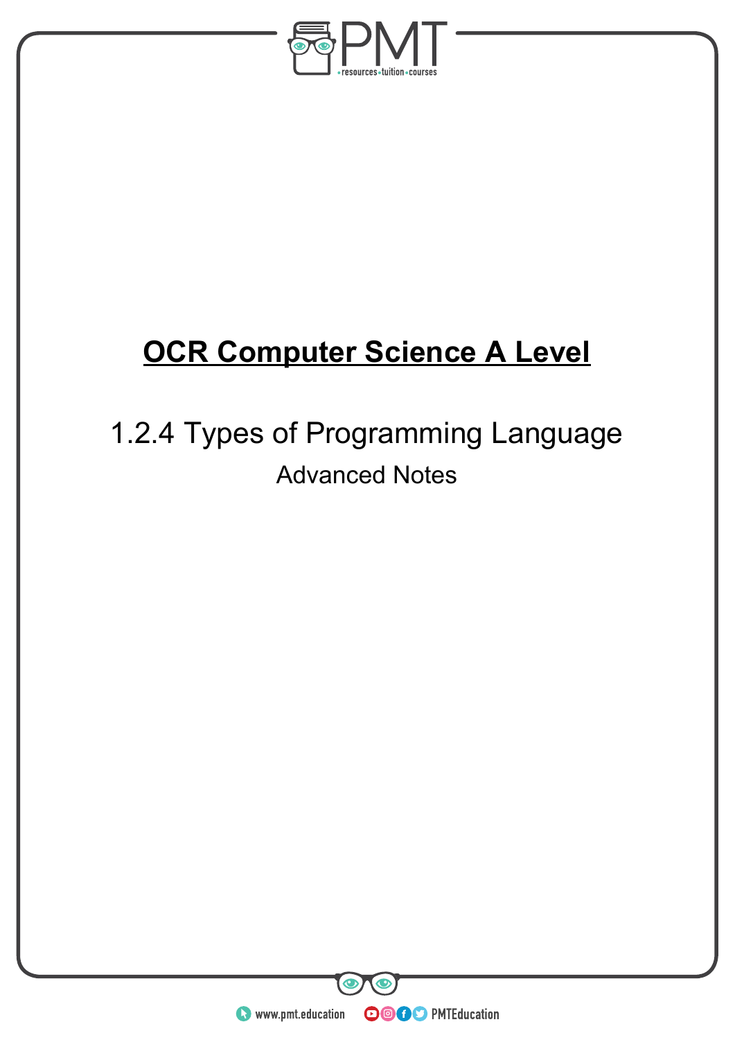# OCR Computer Science A Level

## 1.2.4 Types of Programming Language

### Advanced Notes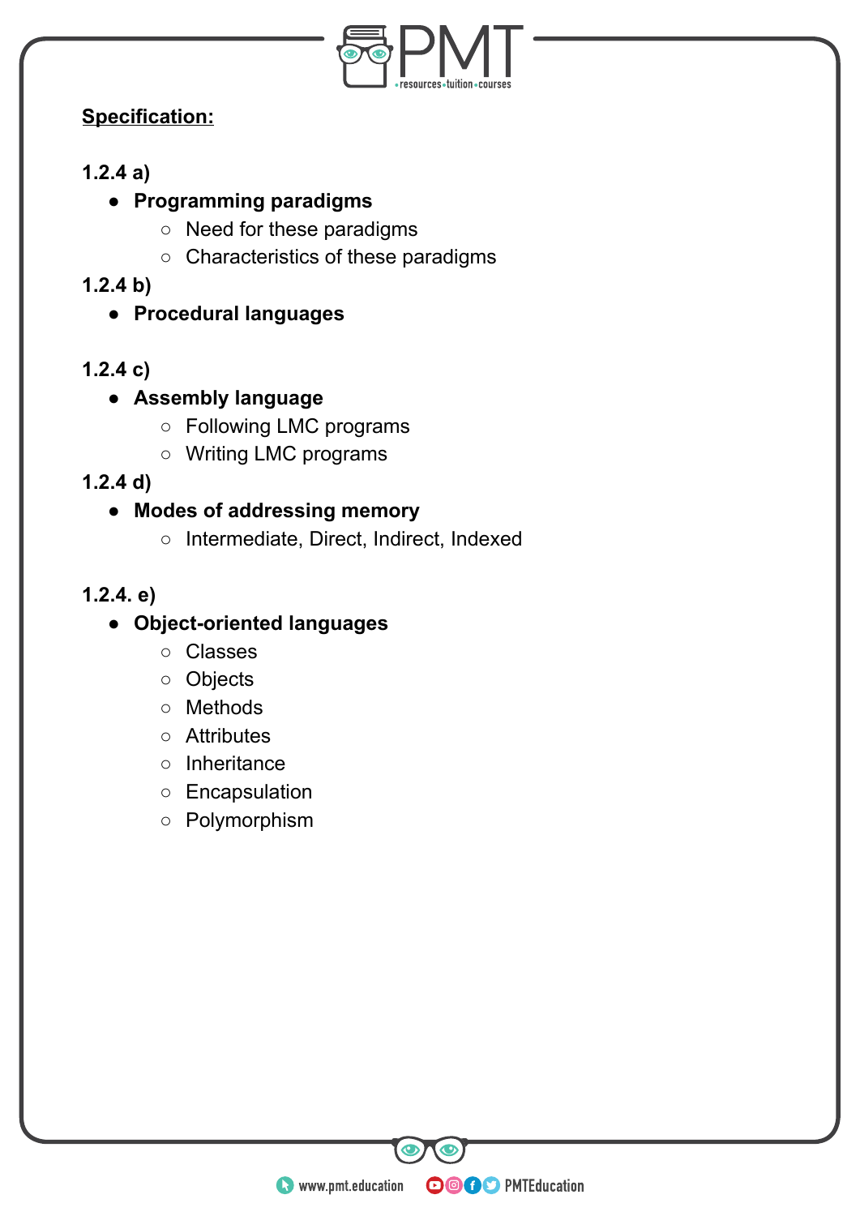**<u>Specification:</u>**

**1.2.4 a)**

- **Programming paradigms**
  - Need for these paradigms
  - Characteristics of these paradigms

**1.2.4 b)**

- **Procedural languages**

**1.2.4 c)**

- **Assembly language**
  - Following LMC programs
  - Writing LMC programs

**1.2.4 d)**

- **Modes of addressing memory**
  - Intermediate, Direct, Indirect, Indexed

**1.2.4. e)**

- **Object-oriented languages**
  - Classes
  - Objects
  - Methods
  - Attributes
  - Inheritance
  - Encapsulation
  - Polymorphism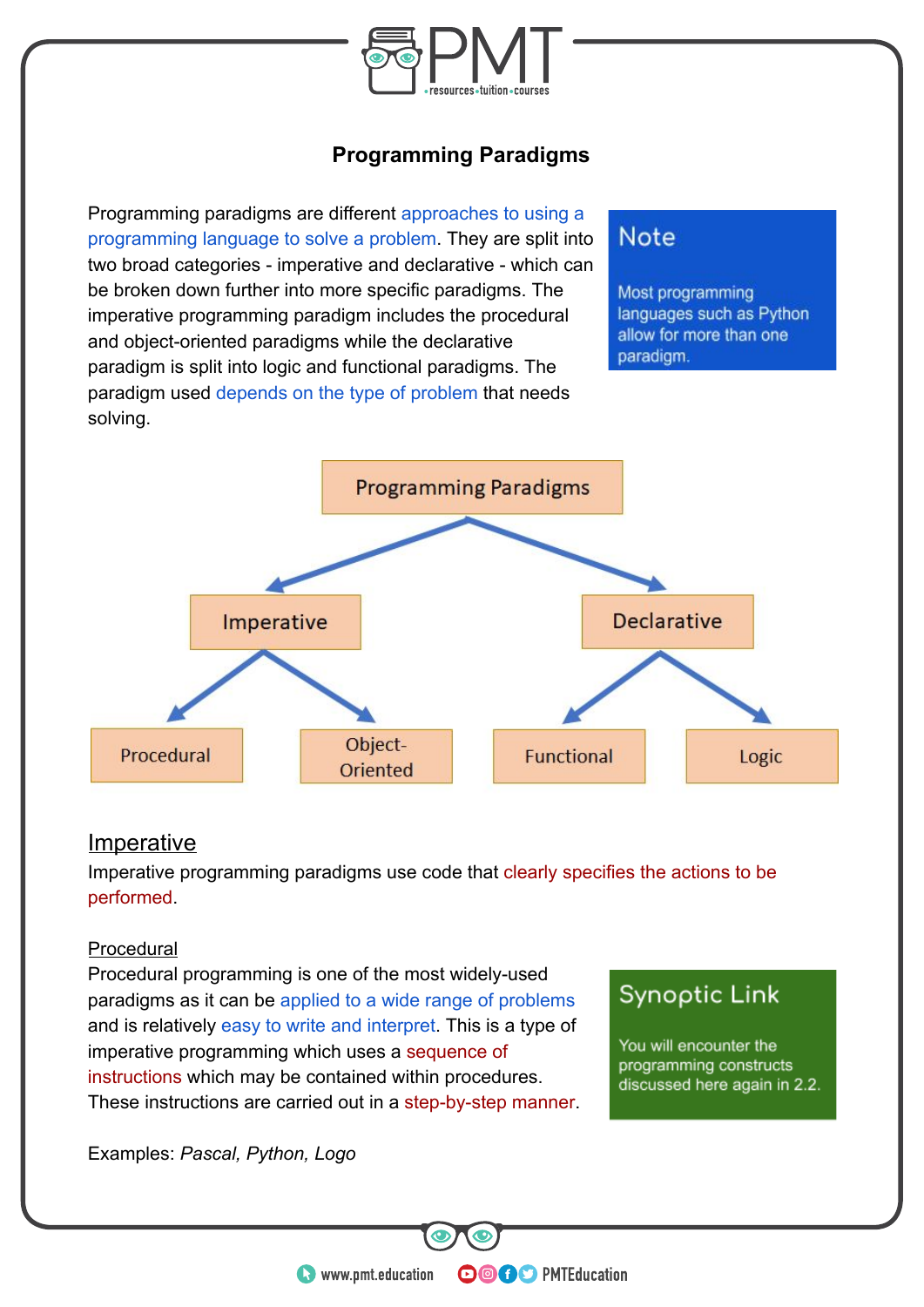# Programming Paradigms

Programming paradigms are different approaches to using a programming language to solve a problem. They are split into two broad categories - imperative and declarative - which can be broken down further into more specific paradigms. The imperative programming paradigm includes the procedural and object-oriented paradigms while the declarative paradigm is split into logic and functional paradigms. The paradigm used depends on the type of problem that needs solving.

> **Note**
>
> Most programming languages such as Python allow for more than one paradigm.

- Programming Paradigms
  - Imperative
    - Procedural
    - Object-Oriented
  - Declarative
    - Functional
    - Logic

## Imperative

Imperative programming paradigms use code that clearly specifies the actions to be performed.

### Procedural

Procedural programming is one of the most widely-used paradigms as it can be applied to a wide range of problems and is relatively easy to write and interpret. This is a type of imperative programming which uses a sequence of instructions which may be contained within procedures. These instructions are carried out in a step-by-step manner.

> **Synoptic Link**
>
> You will encounter the programming constructs discussed here again in 2.2.

Examples: *Pascal, Python, Logo*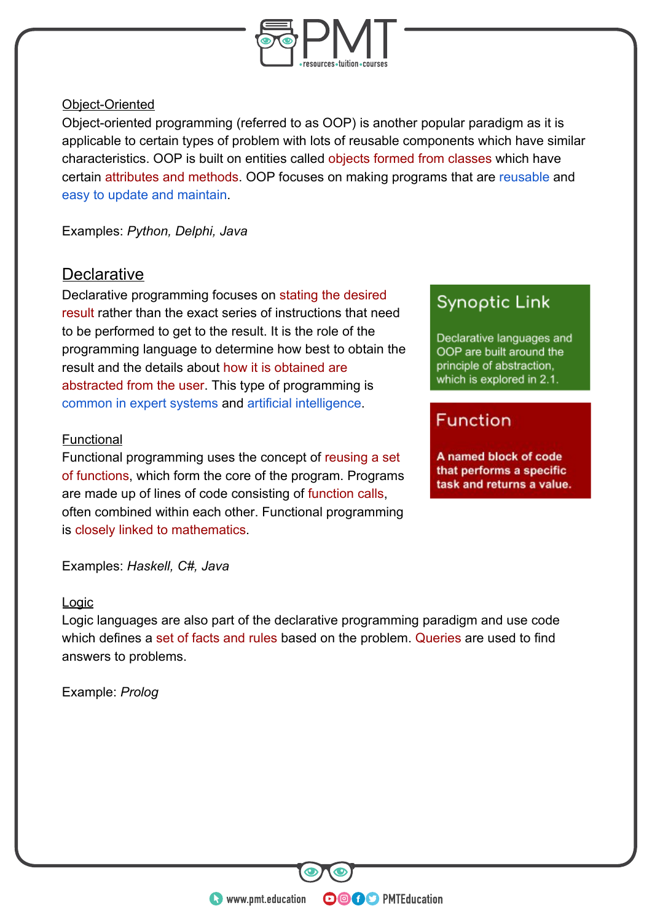### Object-Oriented

Object-oriented programming (referred to as OOP) is another popular paradigm as it is applicable to certain types of problem with lots of reusable components which have similar characteristics. OOP is built on entities called objects formed from classes which have certain attributes and methods. OOP focuses on making programs that are reusable and easy to update and maintain.

Examples: *Python, Delphi, Java*

## Declarative

Declarative programming focuses on stating the desired result rather than the exact series of instructions that need to be performed to get to the result. It is the role of the programming language to determine how best to obtain the result and the details about how it is obtained are abstracted from the user. This type of programming is common in expert systems and artificial intelligence.

> **Synoptic Link**
>
> Declarative languages and OOP are built around the principle of abstraction, which is explored in 2.1.

### Functional

Functional programming uses the concept of reusing a set of functions, which form the core of the program. Programs are made up of lines of code consisting of function calls, often combined within each other. Functional programming is closely linked to mathematics.

> **Function**
>
> **A named block of code that performs a specific task and returns a value.**

Examples: *Haskell, C#, Java*

### Logic

Logic languages are also part of the declarative programming paradigm and use code which defines a set of facts and rules based on the problem. Queries are used to find answers to problems.

Example: *Prolog*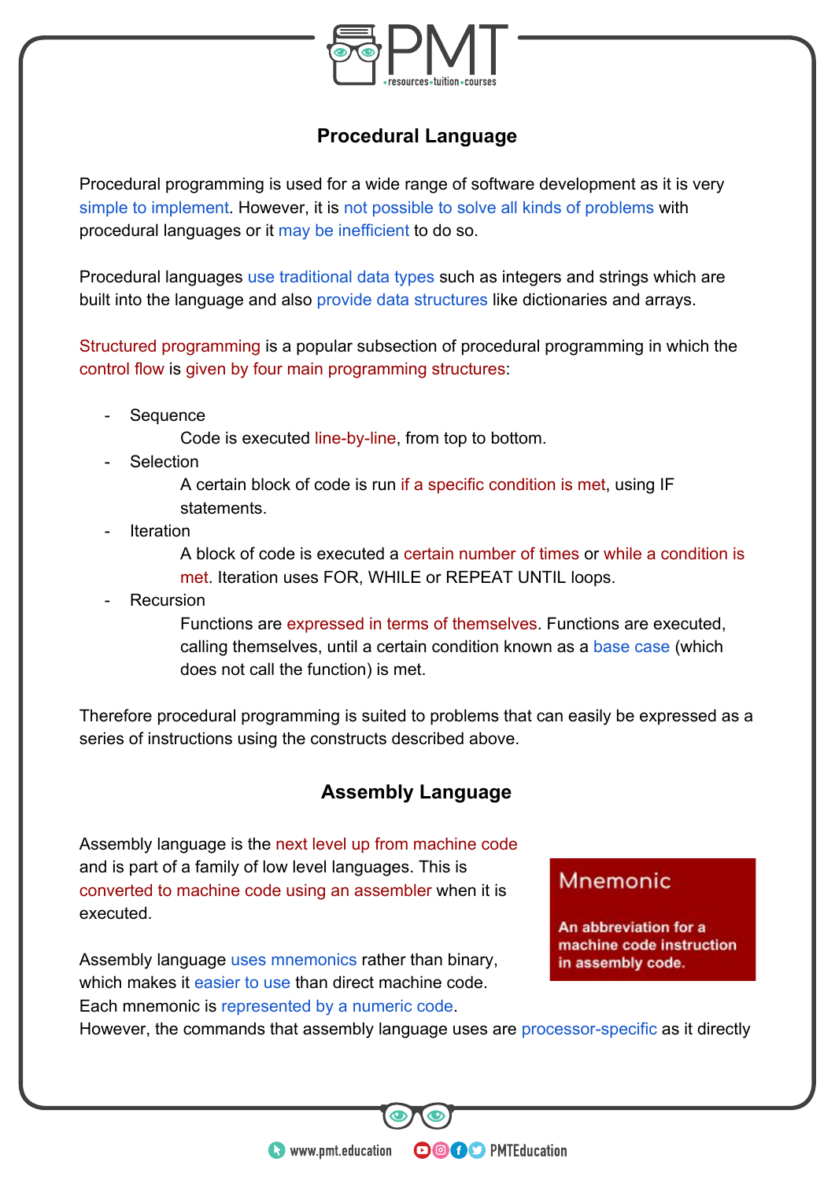## Procedural Language

Procedural programming is used for a wide range of software development as it is very simple to implement. However, it is not possible to solve all kinds of problems with procedural languages or it may be inefficient to do so.

Procedural languages use traditional data types such as integers and strings which are built into the language and also provide data structures like dictionaries and arrays.

Structured programming is a popular subsection of procedural programming in which the control flow is given by four main programming structures:

- Sequence
  Code is executed line-by-line, from top to bottom.
- Selection
  A certain block of code is run if a specific condition is met, using IF statements.
- Iteration
  A block of code is executed a certain number of times or while a condition is met. Iteration uses FOR, WHILE or REPEAT UNTIL loops.
- Recursion
  Functions are expressed in terms of themselves. Functions are executed, calling themselves, until a certain condition known as a base case (which does not call the function) is met.

Therefore procedural programming is suited to problems that can easily be expressed as a series of instructions using the constructs described above.

## Assembly Language

Assembly language is the next level up from machine code and is part of a family of low level languages. This is converted to machine code using an assembler when it is executed.

> **Mnemonic**
>
> An abbreviation for a machine code instruction in assembly code.

Assembly language uses mnemonics rather than binary, which makes it easier to use than direct machine code. Each mnemonic is represented by a numeric code.
However, the commands that assembly language uses are processor-specific as it directly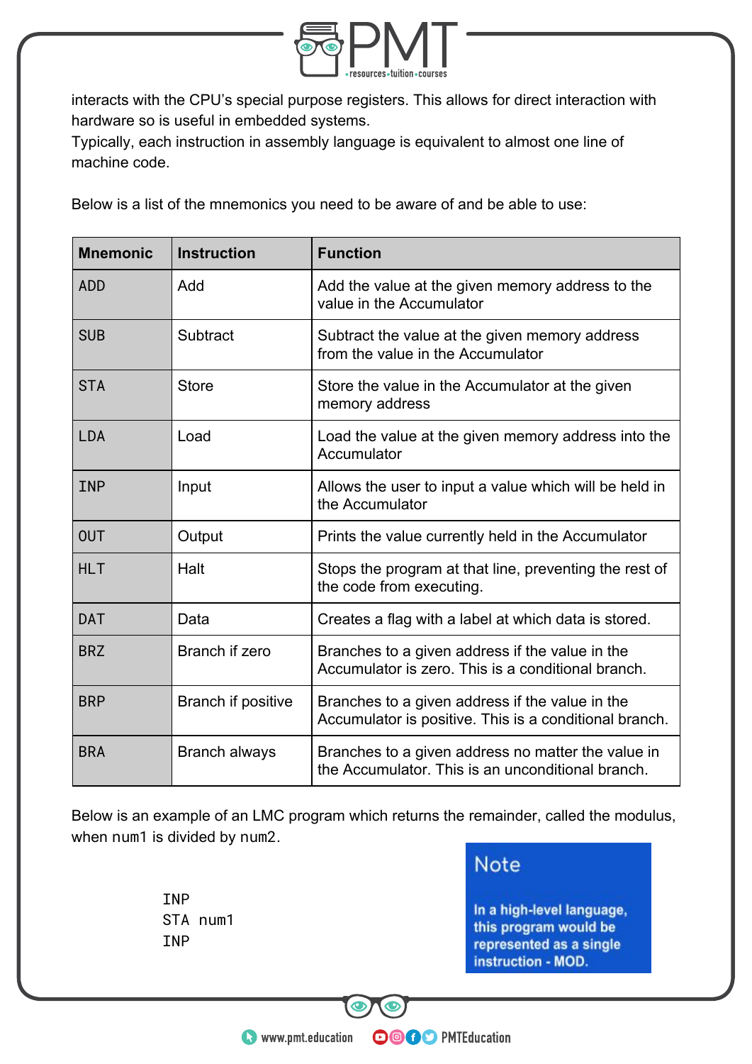interacts with the CPU's special purpose registers. This allows for direct interaction with hardware so is useful in embedded systems.
Typically, each instruction in assembly language is equivalent to almost one line of machine code.

Below is a list of the mnemonics you need to be aware of and be able to use:

| Mnemonic | Instruction | Function |
|---|---|---|
| `ADD` | Add | Add the value at the given memory address to the value in the Accumulator |
| `SUB` | Subtract | Subtract the value at the given memory address from the value in the Accumulator |
| `STA` | Store | Store the value in the Accumulator at the given memory address |
| `LDA` | Load | Load the value at the given memory address into the Accumulator |
| `INP` | Input | Allows the user to input a value which will be held in the Accumulator |
| `OUT` | Output | Prints the value currently held in the Accumulator |
| `HLT` | Halt | Stops the program at that line, preventing the rest of the code from executing. |
| `DAT` | Data | Creates a flag with a label at which data is stored. |
| `BRZ` | Branch if zero | Branches to a given address if the value in the Accumulator is zero. This is a conditional branch. |
| `BRP` | Branch if positive | Branches to a given address if the value in the Accumulator is positive. This is a conditional branch. |
| `BRA` | Branch always | Branches to a given address no matter the value in the Accumulator. This is an unconditional branch. |

Below is an example of an LMC program which returns the remainder, called the modulus, when `num1` is divided by `num2`.

```
INP
STA num1
INP
```

**Note**

In a high-level language, this program would be represented as a single instruction - MOD.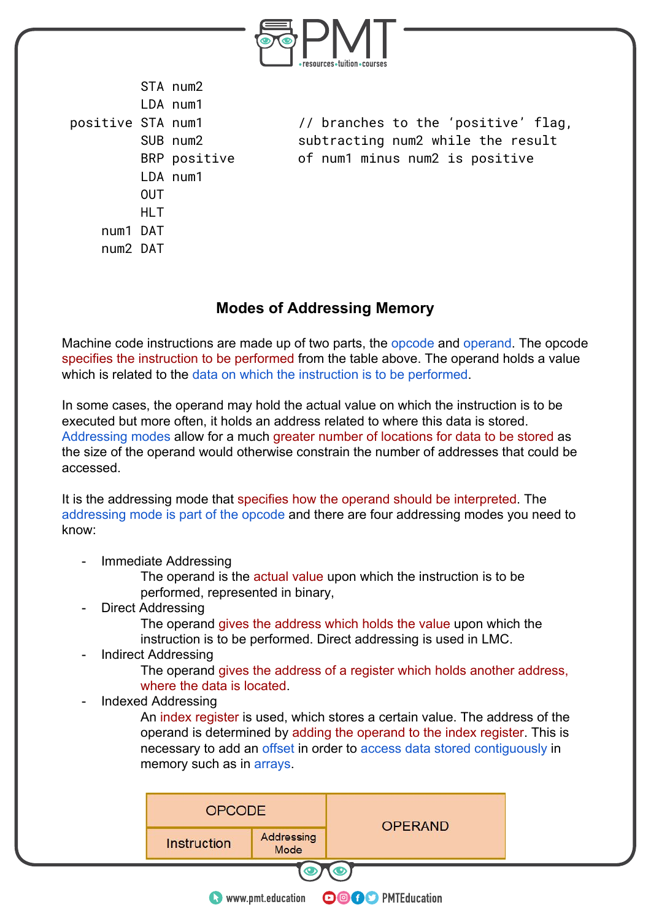```
         STA num2
         LDA num1
positive STA num1          // branches to the 'positive' flag,
         SUB num2          subtracting num2 while the result
         BRP positive      of num1 minus num2 is positive
         LDA num1
         OUT
         HLT
    num1 DAT
    num2 DAT
```

## Modes of Addressing Memory

Machine code instructions are made up of two parts, the opcode and operand. The opcode specifies the instruction to be performed from the table above. The operand holds a value which is related to the data on which the instruction is to be performed.

In some cases, the operand may hold the actual value on which the instruction is to be executed but more often, it holds an address related to where this data is stored. Addressing modes allow for a much greater number of locations for data to be stored as the size of the operand would otherwise constrain the number of addresses that could be accessed.

It is the addressing mode that specifies how the operand should be interpreted. The addressing mode is part of the opcode and there are four addressing modes you need to know:

- Immediate Addressing
  The operand is the actual value upon which the instruction is to be performed, represented in binary,
- Direct Addressing
  The operand gives the address which holds the value upon which the instruction is to be performed. Direct addressing is used in LMC.
- Indirect Addressing
  The operand gives the address of a register which holds another address, where the data is located.
- Indexed Addressing
  An index register is used, which stores a certain value. The address of the operand is determined by adding the operand to the index register. This is necessary to add an offset in order to access data stored contiguously in memory such as in arrays.

| OPCODE | | OPERAND |
|---|---|---|
| Instruction | Addressing Mode | |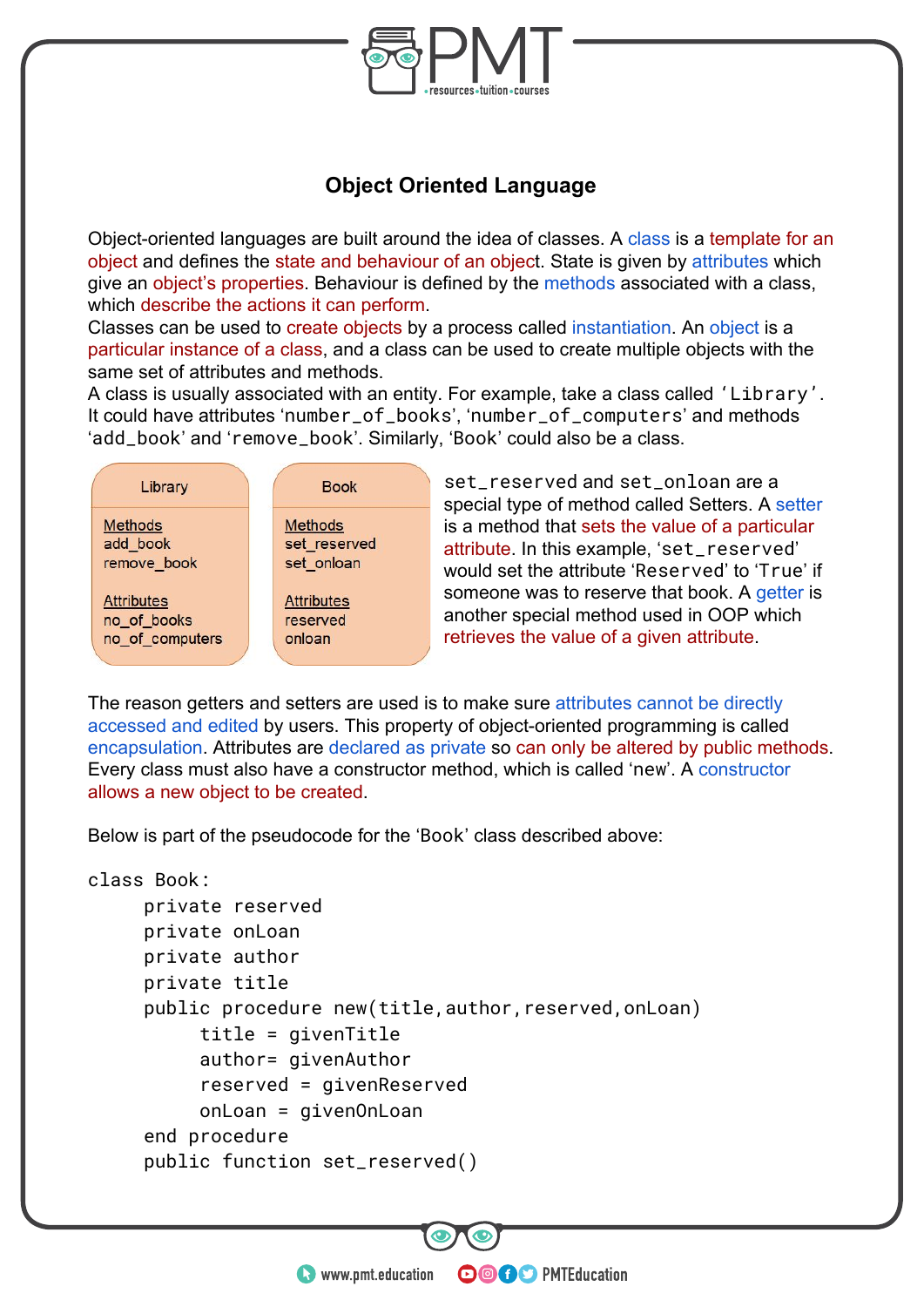## Object Oriented Language

Object-oriented languages are built around the idea of classes. A class is a template for an object and defines the state and behaviour of an object. State is given by attributes which give an object's properties. Behaviour is defined by the methods associated with a class, which describe the actions it can perform.
Classes can be used to create objects by a process called instantiation. An object is a particular instance of a class, and a class can be used to create multiple objects with the same set of attributes and methods.
A class is usually associated with an entity. For example, take a class called `Library`. It could have attributes `number_of_books`, `number_of_computers` and methods `add_book` and `remove_book`. Similarly, 'Book' could also be a class.

| Library |
|---|
| Methods<br>add_book<br>remove_book<br><br>Attributes<br>no_of_books<br>no_of_computers |

| Book |
|---|
| Methods<br>set_reserved<br>set_onloan<br><br>Attributes<br>reserved<br>onloan |

`set_reserved` and `set_onloan` are a special type of method called Setters. A setter is a method that sets the value of a particular attribute. In this example, `set_reserved` would set the attribute `Reserved` to `True` if someone was to reserve that book. A getter is another special method used in OOP which retrieves the value of a given attribute.

The reason getters and setters are used is to make sure attributes cannot be directly accessed and edited by users. This property of object-oriented programming is called encapsulation. Attributes are declared as private so can only be altered by public methods. Every class must also have a constructor method, which is called `new`. A constructor allows a new object to be created.

Below is part of the pseudocode for the 'Book' class described above:

```
class Book:
     private reserved
     private onLoan
     private author
     private title
     public procedure new(title,author,reserved,onLoan)
          title = givenTitle
          author= givenAuthor
          reserved = givenReserved
          onLoan = givenOnLoan
     end procedure
     public function set_reserved()
```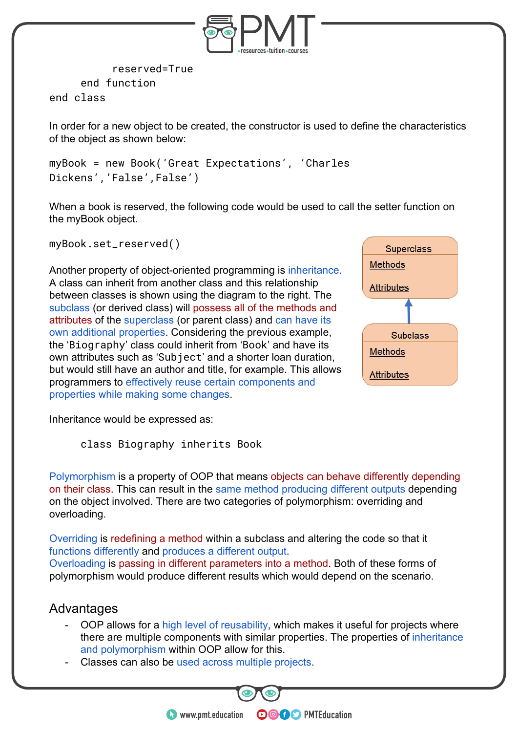```
        reserved=True
    end function
end class
```

In order for a new object to be created, the constructor is used to define the characteristics of the object as shown below:

```
myBook = new Book('Great Expectations', 'Charles
Dickens','False',False')
```

When a book is reserved, the following code would be used to call the setter function on the myBook object.

```
myBook.set_reserved()
```

Another property of object-oriented programming is inheritance. A class can inherit from another class and this relationship between classes is shown using the diagram to the right. The subclass (or derived class) will possess all of the methods and attributes of the superclass (or parent class) and can have its own additional properties. Considering the previous example, the 'Biography' class could inherit from 'Book' and have its own attributes such as 'Subject' and a shorter loan duration, but would still have an author and title, for example. This allows programmers to effectively reuse certain components and properties while making some changes.

Superclass
Methods
Attributes

Subclass
Methods
Attributes

Inheritance would be expressed as:

```
    class Biography inherits Book
```

Polymorphism is a property of OOP that means objects can behave differently depending on their class. This can result in the same method producing different outputs depending on the object involved. There are two categories of polymorphism: overriding and overloading.

Overriding is redefining a method within a subclass and altering the code so that it functions differently and produces a different output.
Overloading is passing in different parameters into a method. Both of these forms of polymorphism would produce different results which would depend on the scenario.

## Advantages

- OOP allows for a high level of reusability, which makes it useful for projects where there are multiple components with similar properties. The properties of inheritance and polymorphism within OOP allow for this.
- Classes can also be used across multiple projects.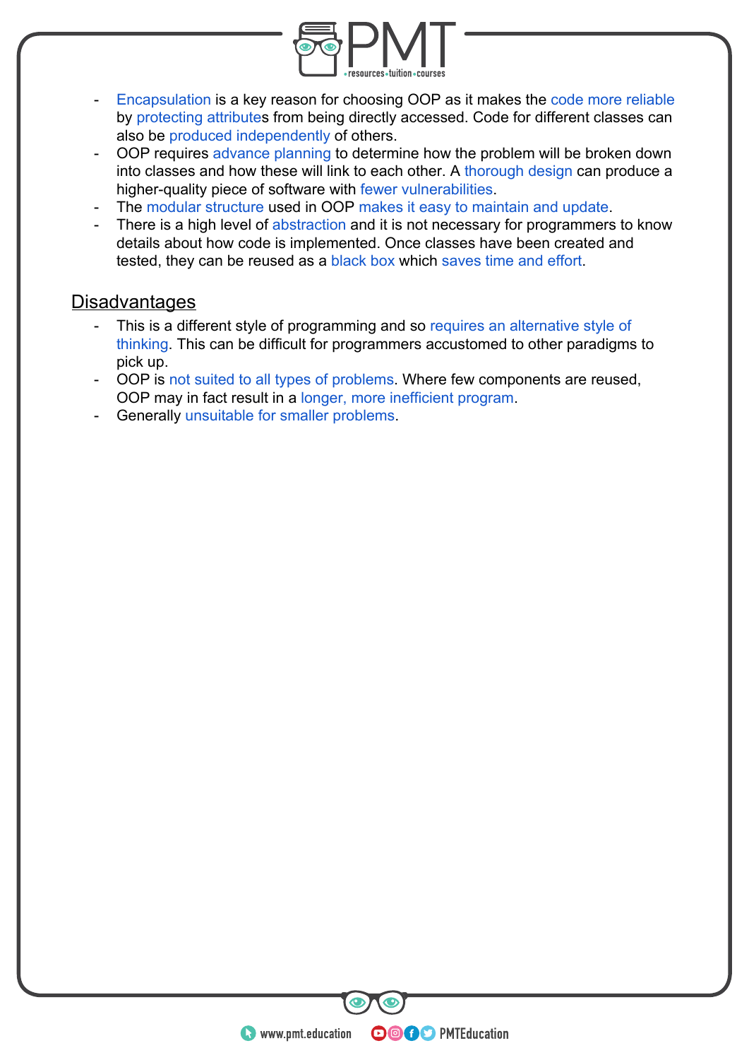- Encapsulation is a key reason for choosing OOP as it makes the code more reliable by protecting attributes from being directly accessed. Code for different classes can also be produced independently of others.
- OOP requires advance planning to determine how the problem will be broken down into classes and how these will link to each other. A thorough design can produce a higher-quality piece of software with fewer vulnerabilities.
- The modular structure used in OOP makes it easy to maintain and update.
- There is a high level of abstraction and it is not necessary for programmers to know details about how code is implemented. Once classes have been created and tested, they can be reused as a black box which saves time and effort.

## Disadvantages

- This is a different style of programming and so requires an alternative style of thinking. This can be difficult for programmers accustomed to other paradigms to pick up.
- OOP is not suited to all types of problems. Where few components are reused, OOP may in fact result in a longer, more inefficient program.
- Generally unsuitable for smaller problems.